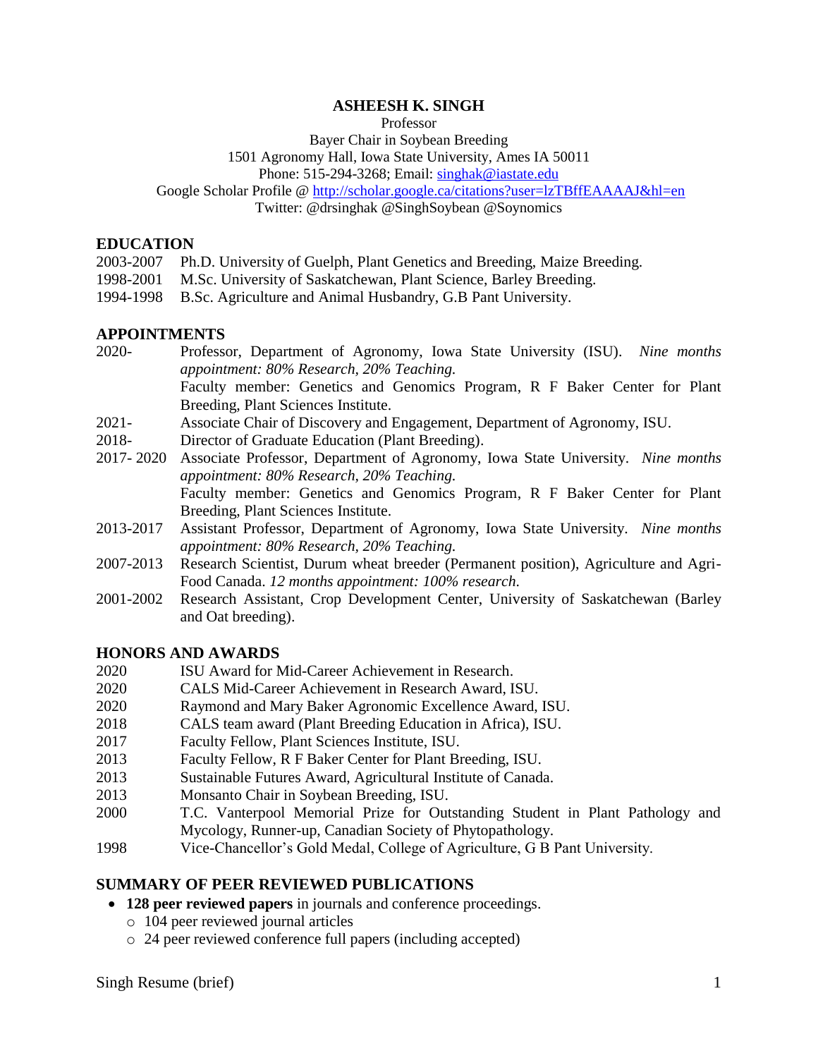# ASHEESH K. SINGH

Professor
Bayer Chair in Soybean Breeding
1501 Agronomy Hall, Iowa State University, Ames IA 50011
Phone: 515-294-3268; Email: singhak@iastate.edu
Google Scholar Profile @ http://scholar.google.ca/citations?user=lzTBffEAAAAJ&hl=en
Twitter: @drsinghak @SinghSoybean @Soynomics

## EDUCATION

2003-2007 Ph.D. University of Guelph, Plant Genetics and Breeding, Maize Breeding.
1998-2001 M.Sc. University of Saskatchewan, Plant Science, Barley Breeding.
1994-1998 B.Sc. Agriculture and Animal Husbandry, G.B Pant University.

## APPOINTMENTS

2020- Professor, Department of Agronomy, Iowa State University (ISU). *Nine months appointment: 80% Research, 20% Teaching.*
Faculty member: Genetics and Genomics Program, R F Baker Center for Plant Breeding, Plant Sciences Institute.

2021- Associate Chair of Discovery and Engagement, Department of Agronomy, ISU.

2018- Director of Graduate Education (Plant Breeding).

2017- 2020 Associate Professor, Department of Agronomy, Iowa State University. *Nine months appointment: 80% Research, 20% Teaching.*
Faculty member: Genetics and Genomics Program, R F Baker Center for Plant Breeding, Plant Sciences Institute.

2013-2017 Assistant Professor, Department of Agronomy, Iowa State University. *Nine months appointment: 80% Research, 20% Teaching.*

2007-2013 Research Scientist, Durum wheat breeder (Permanent position), Agriculture and Agri-Food Canada. *12 months appointment: 100% research.*

2001-2002 Research Assistant, Crop Development Center, University of Saskatchewan (Barley and Oat breeding).

## HONORS AND AWARDS

2020 ISU Award for Mid-Career Achievement in Research.
2020 CALS Mid-Career Achievement in Research Award, ISU.
2020 Raymond and Mary Baker Agronomic Excellence Award, ISU.
2018 CALS team award (Plant Breeding Education in Africa), ISU.
2017 Faculty Fellow, Plant Sciences Institute, ISU.
2013 Faculty Fellow, R F Baker Center for Plant Breeding, ISU.
2013 Sustainable Futures Award, Agricultural Institute of Canada.
2013 Monsanto Chair in Soybean Breeding, ISU.
2000 T.C. Vanterpool Memorial Prize for Outstanding Student in Plant Pathology and Mycology, Runner-up, Canadian Society of Phytopathology.
1998 Vice-Chancellor's Gold Medal, College of Agriculture, G B Pant University.

## SUMMARY OF PEER REVIEWED PUBLICATIONS

- **128 peer reviewed papers** in journals and conference proceedings.
  - 104 peer reviewed journal articles
  - 24 peer reviewed conference full papers (including accepted)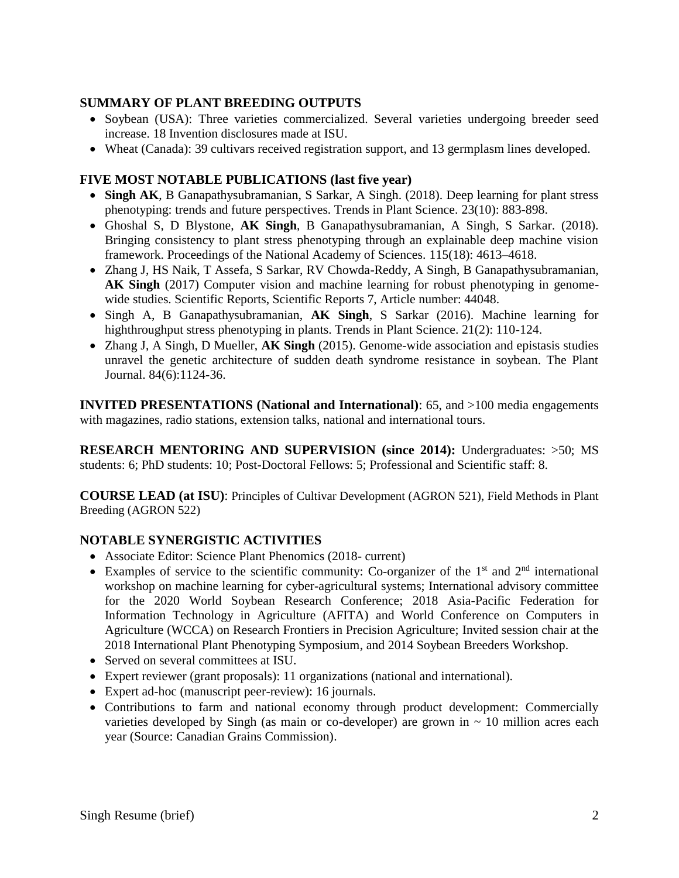## SUMMARY OF PLANT BREEDING OUTPUTS

- Soybean (USA): Three varieties commercialized. Several varieties undergoing breeder seed increase. 18 Invention disclosures made at ISU.
- Wheat (Canada): 39 cultivars received registration support, and 13 germplasm lines developed.

## FIVE MOST NOTABLE PUBLICATIONS (last five year)

- **Singh AK**, B Ganapathysubramanian, S Sarkar, A Singh. (2018). Deep learning for plant stress phenotyping: trends and future perspectives. Trends in Plant Science. 23(10): 883-898.
- Ghoshal S, D Blystone, **AK Singh**, B Ganapathysubramanian, A Singh, S Sarkar. (2018). Bringing consistency to plant stress phenotyping through an explainable deep machine vision framework. Proceedings of the National Academy of Sciences. 115(18): 4613–4618.
- Zhang J, HS Naik, T Assefa, S Sarkar, RV Chowda-Reddy, A Singh, B Ganapathysubramanian, **AK Singh** (2017) Computer vision and machine learning for robust phenotyping in genome-wide studies. Scientific Reports, Scientific Reports 7, Article number: 44048.
- Singh A, B Ganapathysubramanian, **AK Singh**, S Sarkar (2016). Machine learning for highthroughput stress phenotyping in plants. Trends in Plant Science. 21(2): 110-124.
- Zhang J, A Singh, D Mueller, **AK Singh** (2015). Genome-wide association and epistasis studies unravel the genetic architecture of sudden death syndrome resistance in soybean. The Plant Journal. 84(6):1124-36.

**INVITED PRESENTATIONS (National and International)**: 65, and >100 media engagements with magazines, radio stations, extension talks, national and international tours.

**RESEARCH MENTORING AND SUPERVISION (since 2014):** Undergraduates: >50; MS students: 6; PhD students: 10; Post-Doctoral Fellows: 5; Professional and Scientific staff: 8.

**COURSE LEAD (at ISU)**: Principles of Cultivar Development (AGRON 521), Field Methods in Plant Breeding (AGRON 522)

## NOTABLE SYNERGISTIC ACTIVITIES

- Associate Editor: Science Plant Phenomics (2018- current)
- Examples of service to the scientific community: Co-organizer of the 1st and 2nd international workshop on machine learning for cyber-agricultural systems; International advisory committee for the 2020 World Soybean Research Conference; 2018 Asia-Pacific Federation for Information Technology in Agriculture (AFITA) and World Conference on Computers in Agriculture (WCCA) on Research Frontiers in Precision Agriculture; Invited session chair at the 2018 International Plant Phenotyping Symposium, and 2014 Soybean Breeders Workshop.
- Served on several committees at ISU.
- Expert reviewer (grant proposals): 11 organizations (national and international).
- Expert ad-hoc (manuscript peer-review): 16 journals.
- Contributions to farm and national economy through product development: Commercially varieties developed by Singh (as main or co-developer) are grown in ~ 10 million acres each year (Source: Canadian Grains Commission).